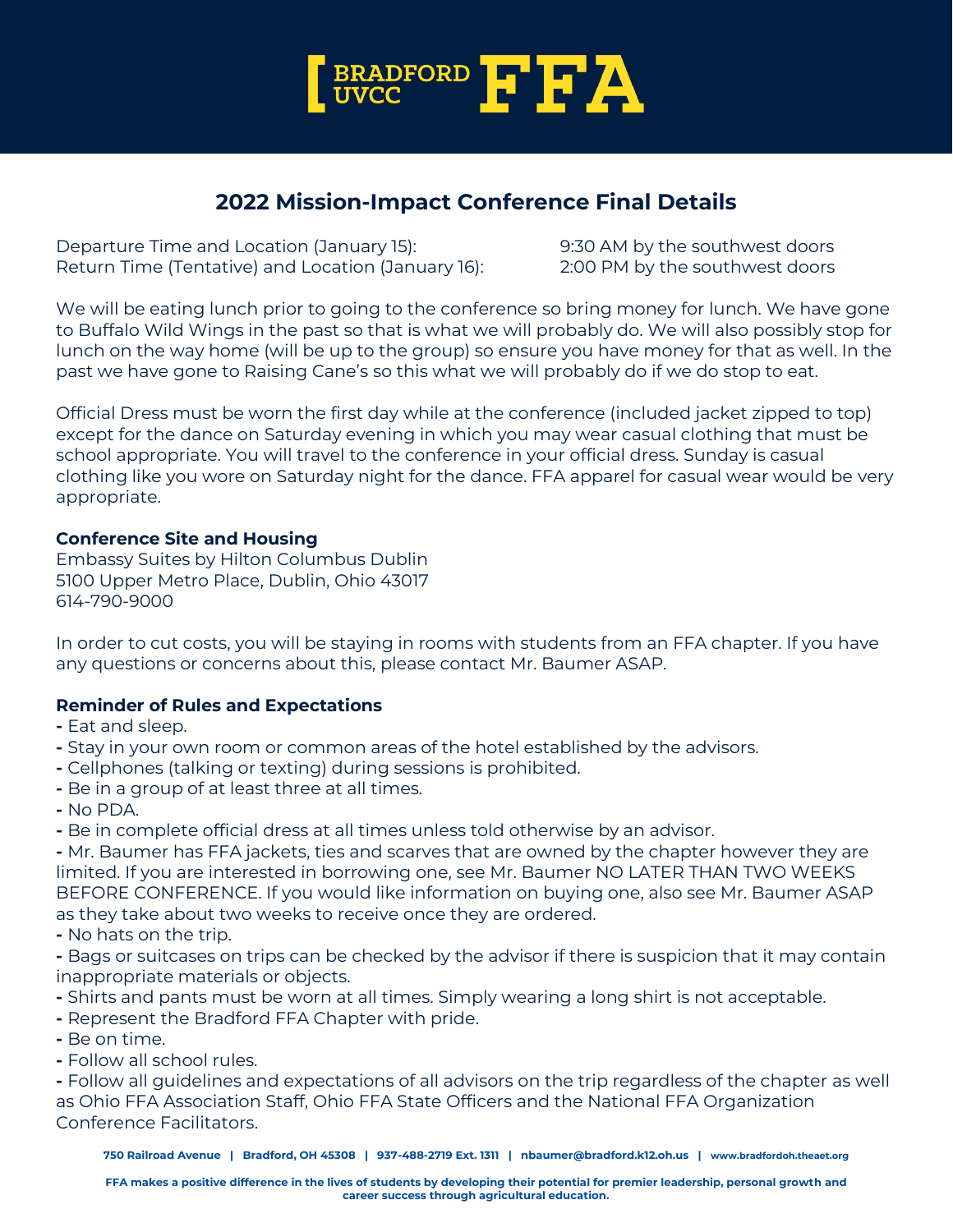# BRADFORD UVCC FFA

## 2022 Mission-Impact Conference Final Details

Departure Time and Location (January 15): 9:30 AM by the southwest doors
Return Time (Tentative) and Location (January 16): 2:00 PM by the southwest doors

We will be eating lunch prior to going to the conference so bring money for lunch. We have gone to Buffalo Wild Wings in the past so that is what we will probably do. We will also possibly stop for lunch on the way home (will be up to the group) so ensure you have money for that as well. In the past we have gone to Raising Cane's so this what we will probably do if we do stop to eat.

Official Dress must be worn the first day while at the conference (included jacket zipped to top) except for the dance on Saturday evening in which you may wear casual clothing that must be school appropriate. You will travel to the conference in your official dress. Sunday is casual clothing like you wore on Saturday night for the dance. FFA apparel for casual wear would be very appropriate.

**Conference Site and Housing**
Embassy Suites by Hilton Columbus Dublin
5100 Upper Metro Place, Dublin, Ohio 43017
614-790-9000

In order to cut costs, you will be staying in rooms with students from an FFA chapter. If you have any questions or concerns about this, please contact Mr. Baumer ASAP.

**Reminder of Rules and Expectations**

- Eat and sleep.
- Stay in your own room or common areas of the hotel established by the advisors.
- Cellphones (talking or texting) during sessions is prohibited.
- Be in a group of at least three at all times.
- No PDA.
- Be in complete official dress at all times unless told otherwise by an advisor.
- Mr. Baumer has FFA jackets, ties and scarves that are owned by the chapter however they are limited. If you are interested in borrowing one, see Mr. Baumer NO LATER THAN TWO WEEKS BEFORE CONFERENCE. If you would like information on buying one, also see Mr. Baumer ASAP as they take about two weeks to receive once they are ordered.
- No hats on the trip.
- Bags or suitcases on trips can be checked by the advisor if there is suspicion that it may contain inappropriate materials or objects.
- Shirts and pants must be worn at all times. Simply wearing a long shirt is not acceptable.
- Represent the Bradford FFA Chapter with pride.
- Be on time.
- Follow all school rules.
- Follow all guidelines and expectations of all advisors on the trip regardless of the chapter as well as Ohio FFA Association Staff, Ohio FFA State Officers and the National FFA Organization Conference Facilitators.

750 Railroad Avenue | Bradford, OH 45308 | 937-488-2719 Ext. 1311 | nbaumer@bradford.k12.oh.us | www.bradfordoh.theaet.org

FFA makes a positive difference in the lives of students by developing their potential for premier leadership, personal growth and career success through agricultural education.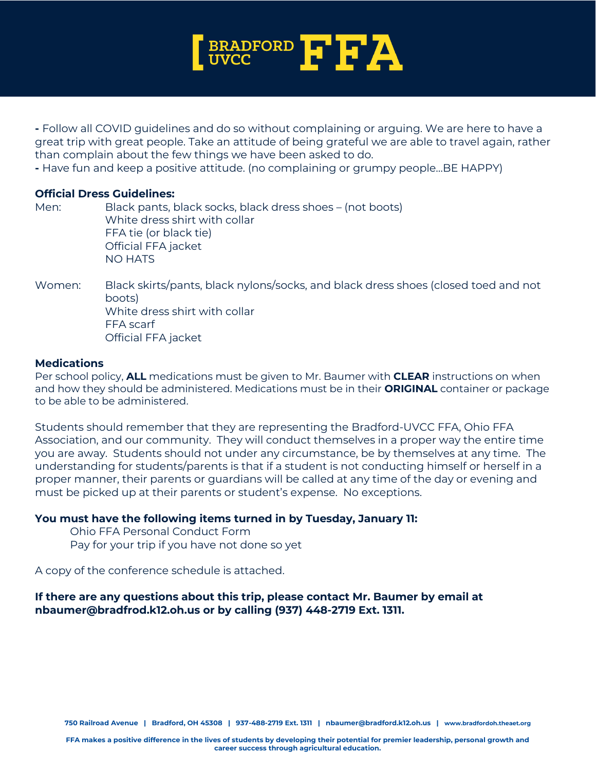- Follow all COVID guidelines and do so without complaining or arguing. We are here to have a great trip with great people. Take an attitude of being grateful we are able to travel again, rather than complain about the few things we have been asked to do.
- Have fun and keep a positive attitude. (no complaining or grumpy people...BE HAPPY)

**Official Dress Guidelines:**

Men:
- Black pants, black socks, black dress shoes – (not boots)
- White dress shirt with collar
- FFA tie (or black tie)
- Official FFA jacket
- NO HATS

Women:
- Black skirts/pants, black nylons/socks, and black dress shoes (closed toed and not boots)
- White dress shirt with collar
- FFA scarf
- Official FFA jacket

**Medications**

Per school policy, **ALL** medications must be given to Mr. Baumer with **CLEAR** instructions on when and how they should be administered. Medications must be in their **ORIGINAL** container or package to be able to be administered.

Students should remember that they are representing the Bradford-UVCC FFA, Ohio FFA Association, and our community. They will conduct themselves in a proper way the entire time you are away. Students should not under any circumstance, be by themselves at any time. The understanding for students/parents is that if a student is not conducting himself or herself in a proper manner, their parents or guardians will be called at any time of the day or evening and must be picked up at their parents or student's expense. No exceptions.

**You must have the following items turned in by Tuesday, January 11:**

- Ohio FFA Personal Conduct Form
- Pay for your trip if you have not done so yet

A copy of the conference schedule is attached.

**If there are any questions about this trip, please contact Mr. Baumer by email at nbaumer@bradfrod.k12.oh.us or by calling (937) 448-2719 Ext. 1311.**

750 Railroad Avenue | Bradford, OH 45308 | 937-488-2719 Ext. 1311 | nbaumer@bradford.k12.oh.us | www.bradfordoh.theaet.org

FFA makes a positive difference in the lives of students by developing their potential for premier leadership, personal growth and career success through agricultural education.